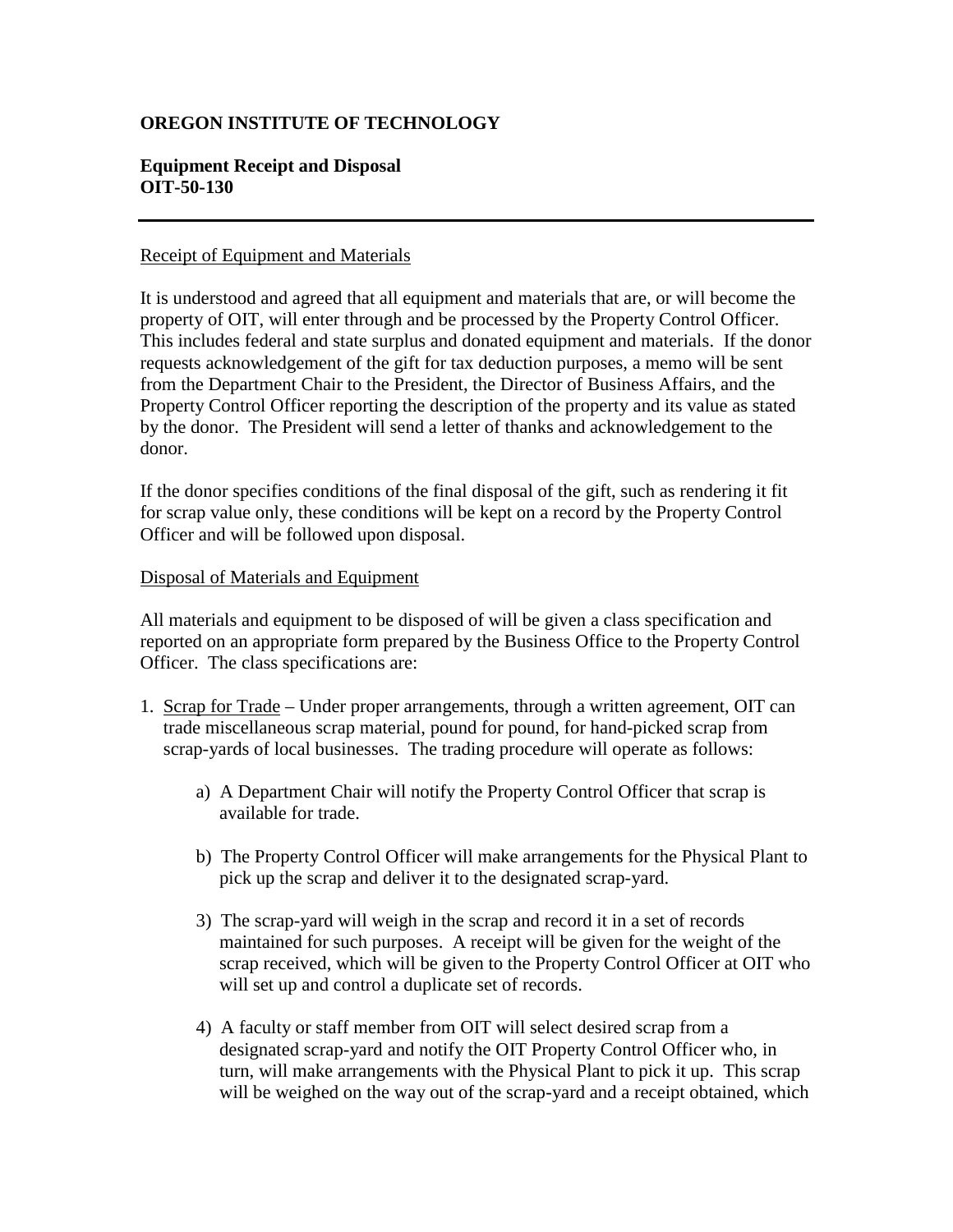**OREGON INSTITUTE OF TECHNOLOGY**

**Equipment Receipt and Disposal**
**OIT-50-130**

---

Receipt of Equipment and Materials

It is understood and agreed that all equipment and materials that are, or will become the property of OIT, will enter through and be processed by the Property Control Officer. This includes federal and state surplus and donated equipment and materials. If the donor requests acknowledgement of the gift for tax deduction purposes, a memo will be sent from the Department Chair to the President, the Director of Business Affairs, and the Property Control Officer reporting the description of the property and its value as stated by the donor. The President will send a letter of thanks and acknowledgement to the donor.

If the donor specifies conditions of the final disposal of the gift, such as rendering it fit for scrap value only, these conditions will be kept on a record by the Property Control Officer and will be followed upon disposal.

Disposal of Materials and Equipment

All materials and equipment to be disposed of will be given a class specification and reported on an appropriate form prepared by the Business Office to the Property Control Officer. The class specifications are:

1. Scrap for Trade – Under proper arrangements, through a written agreement, OIT can trade miscellaneous scrap material, pound for pound, for hand-picked scrap from scrap-yards of local businesses. The trading procedure will operate as follows:

   a) A Department Chair will notify the Property Control Officer that scrap is available for trade.

   b) The Property Control Officer will make arrangements for the Physical Plant to pick up the scrap and deliver it to the designated scrap-yard.

   3) The scrap-yard will weigh in the scrap and record it in a set of records maintained for such purposes. A receipt will be given for the weight of the scrap received, which will be given to the Property Control Officer at OIT who will set up and control a duplicate set of records.

   4) A faculty or staff member from OIT will select desired scrap from a designated scrap-yard and notify the OIT Property Control Officer who, in turn, will make arrangements with the Physical Plant to pick it up. This scrap will be weighed on the way out of the scrap-yard and a receipt obtained, which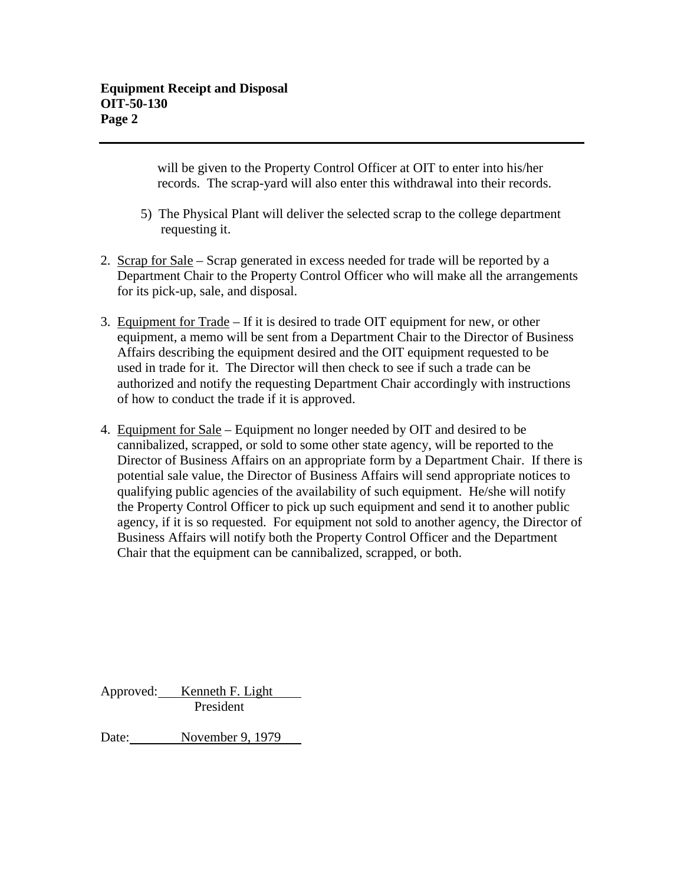will be given to the Property Control Officer at OIT to enter into his/her records. The scrap-yard will also enter this withdrawal into their records.

5) The Physical Plant will deliver the selected scrap to the college department requesting it.

2. Scrap for Sale – Scrap generated in excess needed for trade will be reported by a Department Chair to the Property Control Officer who will make all the arrangements for its pick-up, sale, and disposal.

3. Equipment for Trade – If it is desired to trade OIT equipment for new, or other equipment, a memo will be sent from a Department Chair to the Director of Business Affairs describing the equipment desired and the OIT equipment requested to be used in trade for it. The Director will then check to see if such a trade can be authorized and notify the requesting Department Chair accordingly with instructions of how to conduct the trade if it is approved.

4. Equipment for Sale – Equipment no longer needed by OIT and desired to be cannibalized, scrapped, or sold to some other state agency, will be reported to the Director of Business Affairs on an appropriate form by a Department Chair. If there is potential sale value, the Director of Business Affairs will send appropriate notices to qualifying public agencies of the availability of such equipment. He/she will notify the Property Control Officer to pick up such equipment and send it to another public agency, if it is so requested. For equipment not sold to another agency, the Director of Business Affairs will notify both the Property Control Officer and the Department Chair that the equipment can be cannibalized, scrapped, or both.

Approved: Kenneth F. Light
President

Date: November 9, 1979